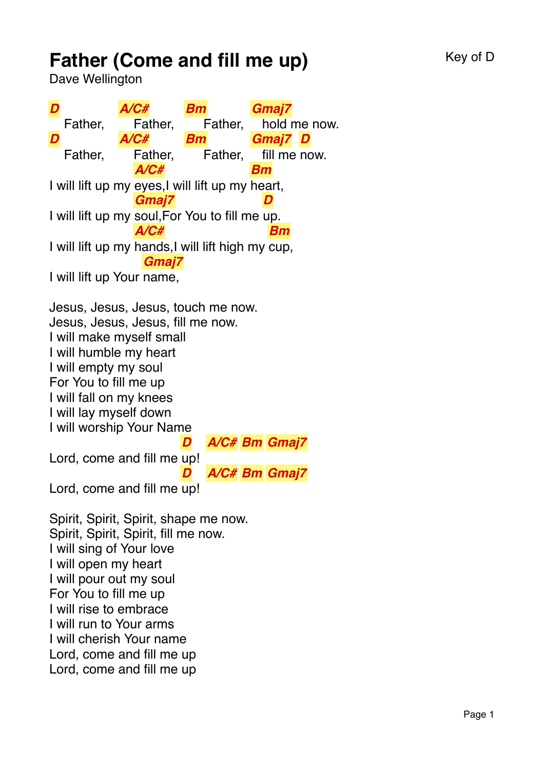# Father (Come and fill me up)

Key of D

Dave Wellington

```
D          A/C#       Bm         Gmaj7
   Father,     Father,     Father,    hold me now.
D          A/C#       Bm         Gmaj7  D
   Father,     Father,     Father,    fill me now.
                   A/C#                    Bm
I will lift up my eyes,I will lift up my heart,
                   Gmaj7                    D
I will lift up my soul,For You to fill me up.
                   A/C#                        Bm
I will lift up my hands,I will lift high my cup,
                     Gmaj7
I will lift up Your name,
```

Jesus, Jesus, Jesus, touch me now.
Jesus, Jesus, Jesus, fill me now.
I will make myself small
I will humble my heart
I will empty my soul
For You to fill me up
I will fall on my knees
I will lay myself down
I will worship Your Name

```
                          D    A/C#  Bm  Gmaj7
Lord, come and fill me up!
                          D    A/C#  Bm  Gmaj7
Lord, come and fill me up!
```

Spirit, Spirit, Spirit, shape me now.
Spirit, Spirit, Spirit, fill me now.
I will sing of Your love
I will open my heart
I will pour out my soul
For You to fill me up
I will rise to embrace
I will run to Your arms
I will cherish Your name
Lord, come and fill me up
Lord, come and fill me up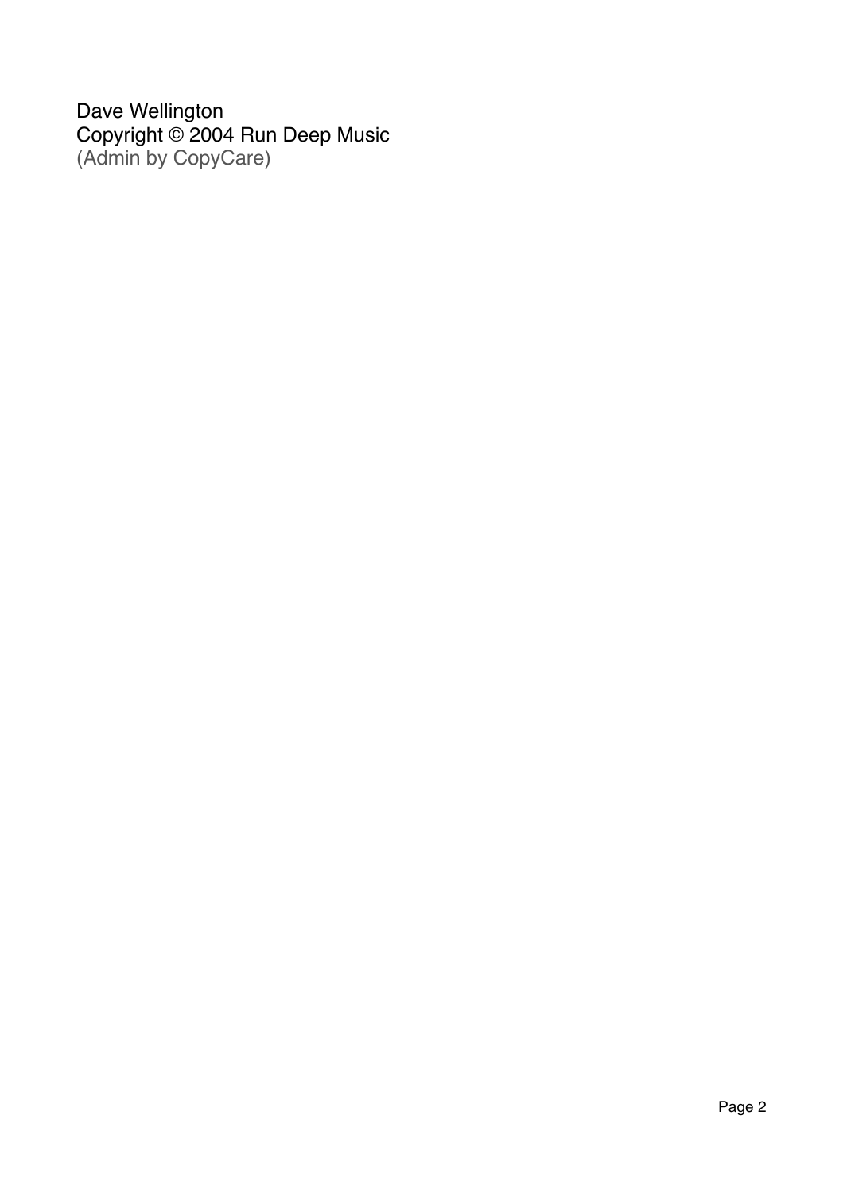Dave Wellington
Copyright © 2004 Run Deep Music
(Admin by CopyCare)